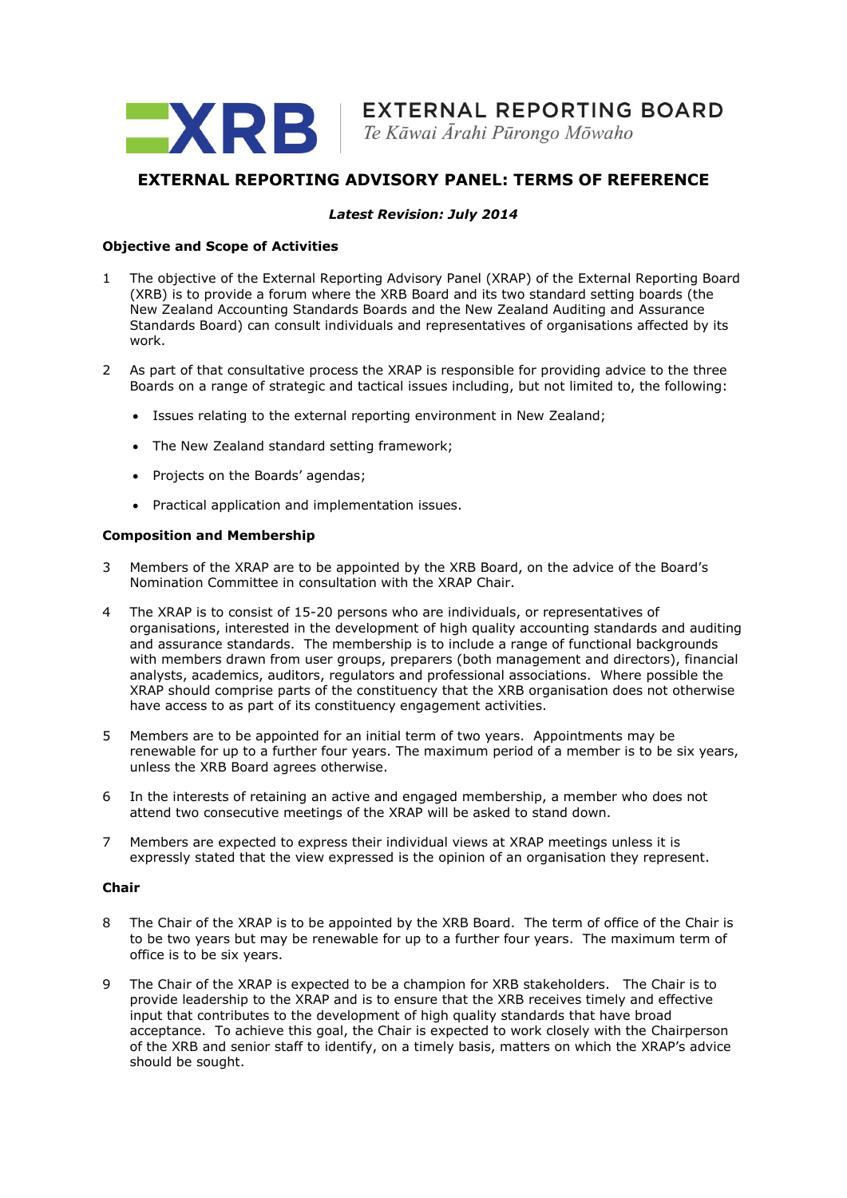**EXTERNAL REPORTING BOARD**
*Te Kāwai Ārahi Pūrongo Mōwaho*

# EXTERNAL REPORTING ADVISORY PANEL: TERMS OF REFERENCE

***Latest Revision: July 2014***

### Objective and Scope of Activities

1 The objective of the External Reporting Advisory Panel (XRAP) of the External Reporting Board (XRB) is to provide a forum where the XRB Board and its two standard setting boards (the New Zealand Accounting Standards Boards and the New Zealand Auditing and Assurance Standards Board) can consult individuals and representatives of organisations affected by its work.

2 As part of that consultative process the XRAP is responsible for providing advice to the three Boards on a range of strategic and tactical issues including, but not limited to, the following:

- Issues relating to the external reporting environment in New Zealand;
- The New Zealand standard setting framework;
- Projects on the Boards' agendas;
- Practical application and implementation issues.

### Composition and Membership

3 Members of the XRAP are to be appointed by the XRB Board, on the advice of the Board's Nomination Committee in consultation with the XRAP Chair.

4 The XRAP is to consist of 15-20 persons who are individuals, or representatives of organisations, interested in the development of high quality accounting standards and auditing and assurance standards. The membership is to include a range of functional backgrounds with members drawn from user groups, preparers (both management and directors), financial analysts, academics, auditors, regulators and professional associations. Where possible the XRAP should comprise parts of the constituency that the XRB organisation does not otherwise have access to as part of its constituency engagement activities.

5 Members are to be appointed for an initial term of two years. Appointments may be renewable for up to a further four years. The maximum period of a member is to be six years, unless the XRB Board agrees otherwise.

6 In the interests of retaining an active and engaged membership, a member who does not attend two consecutive meetings of the XRAP will be asked to stand down.

7 Members are expected to express their individual views at XRAP meetings unless it is expressly stated that the view expressed is the opinion of an organisation they represent.

### Chair

8 The Chair of the XRAP is to be appointed by the XRB Board. The term of office of the Chair is to be two years but may be renewable for up to a further four years. The maximum term of office is to be six years.

9 The Chair of the XRAP is expected to be a champion for XRB stakeholders. The Chair is to provide leadership to the XRAP and is to ensure that the XRB receives timely and effective input that contributes to the development of high quality standards that have broad acceptance. To achieve this goal, the Chair is expected to work closely with the Chairperson of the XRB and senior staff to identify, on a timely basis, matters on which the XRAP's advice should be sought.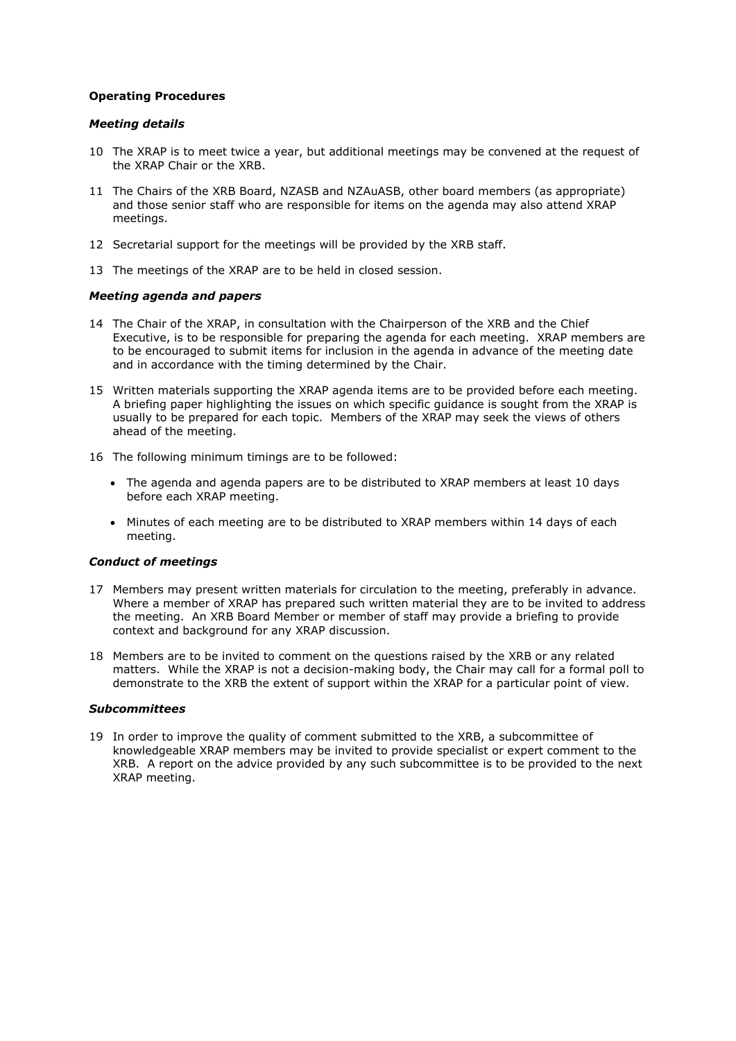**Operating Procedures**

***Meeting details***

10 The XRAP is to meet twice a year, but additional meetings may be convened at the request of the XRAP Chair or the XRB.

11 The Chairs of the XRB Board, NZASB and NZAuASB, other board members (as appropriate) and those senior staff who are responsible for items on the agenda may also attend XRAP meetings.

12 Secretarial support for the meetings will be provided by the XRB staff.

13 The meetings of the XRAP are to be held in closed session.

***Meeting agenda and papers***

14 The Chair of the XRAP, in consultation with the Chairperson of the XRB and the Chief Executive, is to be responsible for preparing the agenda for each meeting. XRAP members are to be encouraged to submit items for inclusion in the agenda in advance of the meeting date and in accordance with the timing determined by the Chair.

15 Written materials supporting the XRAP agenda items are to be provided before each meeting. A briefing paper highlighting the issues on which specific guidance is sought from the XRAP is usually to be prepared for each topic. Members of the XRAP may seek the views of others ahead of the meeting.

16 The following minimum timings are to be followed:

- The agenda and agenda papers are to be distributed to XRAP members at least 10 days before each XRAP meeting.
- Minutes of each meeting are to be distributed to XRAP members within 14 days of each meeting.

***Conduct of meetings***

17 Members may present written materials for circulation to the meeting, preferably in advance. Where a member of XRAP has prepared such written material they are to be invited to address the meeting. An XRB Board Member or member of staff may provide a briefing to provide context and background for any XRAP discussion.

18 Members are to be invited to comment on the questions raised by the XRB or any related matters. While the XRAP is not a decision-making body, the Chair may call for a formal poll to demonstrate to the XRB the extent of support within the XRAP for a particular point of view.

***Subcommittees***

19 In order to improve the quality of comment submitted to the XRB, a subcommittee of knowledgeable XRAP members may be invited to provide specialist or expert comment to the XRB. A report on the advice provided by any such subcommittee is to be provided to the next XRAP meeting.